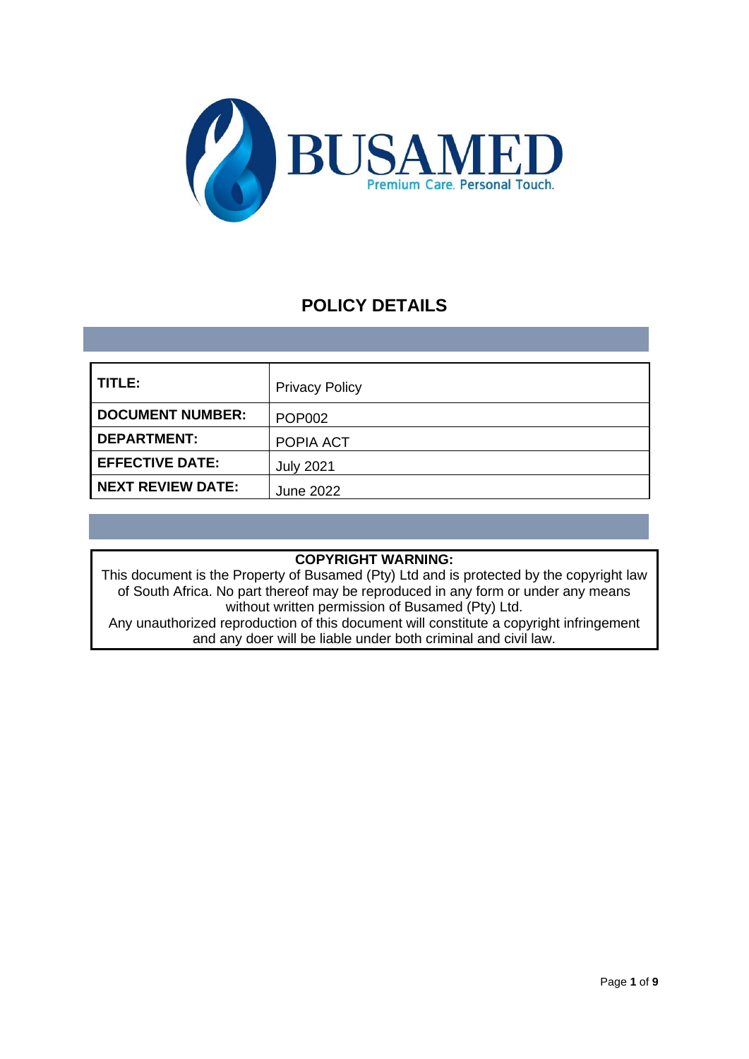BUSAMED

Premium Care. Personal Touch.

# POLICY DETAILS

| | |
|---|---|
| **TITLE:** | Privacy Policy |
| **DOCUMENT NUMBER:** | POP002 |
| **DEPARTMENT:** | POPIA ACT |
| **EFFECTIVE DATE:** | July 2021 |
| **NEXT REVIEW DATE:** | June 2022 |

**COPYRIGHT WARNING:**

This document is the Property of Busamed (Pty) Ltd and is protected by the copyright law of South Africa. No part thereof may be reproduced in any form or under any means without written permission of Busamed (Pty) Ltd.

Any unauthorized reproduction of this document will constitute a copyright infringement and any doer will be liable under both criminal and civil law.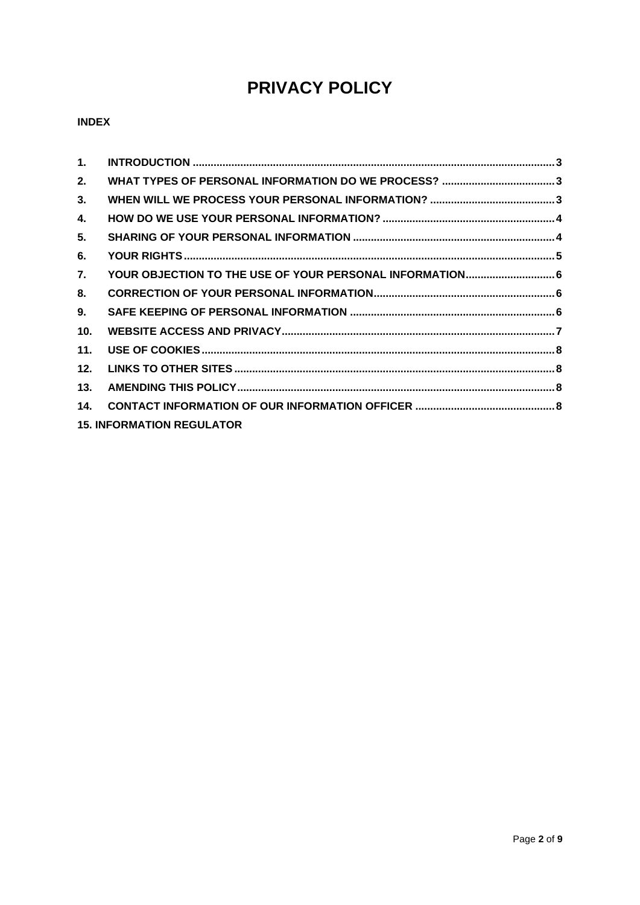# PRIVACY POLICY

**INDEX**

| | | |
|---|---|---|
| **1.** | **INTRODUCTION** | **3** |
| **2.** | **WHAT TYPES OF PERSONAL INFORMATION DO WE PROCESS?** | **3** |
| **3.** | **WHEN WILL WE PROCESS YOUR PERSONAL INFORMATION?** | **3** |
| **4.** | **HOW DO WE USE YOUR PERSONAL INFORMATION?** | **4** |
| **5.** | **SHARING OF YOUR PERSONAL INFORMATION** | **4** |
| **6.** | **YOUR RIGHTS** | **5** |
| **7.** | **YOUR OBJECTION TO THE USE OF YOUR PERSONAL INFORMATION** | **6** |
| **8.** | **CORRECTION OF YOUR PERSONAL INFORMATION** | **6** |
| **9.** | **SAFE KEEPING OF PERSONAL INFORMATION** | **6** |
| **10.** | **WEBSITE ACCESS AND PRIVACY** | **7** |
| **11.** | **USE OF COOKIES** | **8** |
| **12.** | **LINKS TO OTHER SITES** | **8** |
| **13.** | **AMENDING THIS POLICY** | **8** |
| **14.** | **CONTACT INFORMATION OF OUR INFORMATION OFFICER** | **8** |
| **15.** | **INFORMATION REGULATOR** | |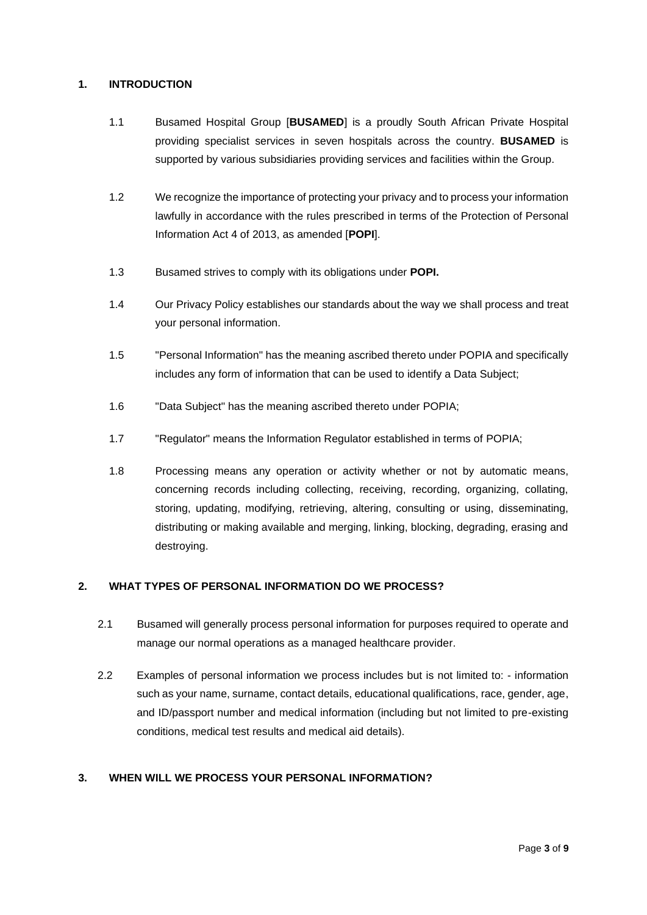## 1. INTRODUCTION

1.1 Busamed Hospital Group [**BUSAMED**] is a proudly South African Private Hospital providing specialist services in seven hospitals across the country. **BUSAMED** is supported by various subsidiaries providing services and facilities within the Group.

1.2 We recognize the importance of protecting your privacy and to process your information lawfully in accordance with the rules prescribed in terms of the Protection of Personal Information Act 4 of 2013, as amended [**POPI**].

1.3 Busamed strives to comply with its obligations under **POPI.**

1.4 Our Privacy Policy establishes our standards about the way we shall process and treat your personal information.

1.5 "Personal Information" has the meaning ascribed thereto under POPIA and specifically includes any form of information that can be used to identify a Data Subject;

1.6 "Data Subject" has the meaning ascribed thereto under POPIA;

1.7 "Regulator" means the Information Regulator established in terms of POPIA;

1.8 Processing means any operation or activity whether or not by automatic means, concerning records including collecting, receiving, recording, organizing, collating, storing, updating, modifying, retrieving, altering, consulting or using, disseminating, distributing or making available and merging, linking, blocking, degrading, erasing and destroying.

## 2. WHAT TYPES OF PERSONAL INFORMATION DO WE PROCESS?

2.1 Busamed will generally process personal information for purposes required to operate and manage our normal operations as a managed healthcare provider.

2.2 Examples of personal information we process includes but is not limited to: - information such as your name, surname, contact details, educational qualifications, race, gender, age, and ID/passport number and medical information (including but not limited to pre-existing conditions, medical test results and medical aid details).

## 3. WHEN WILL WE PROCESS YOUR PERSONAL INFORMATION?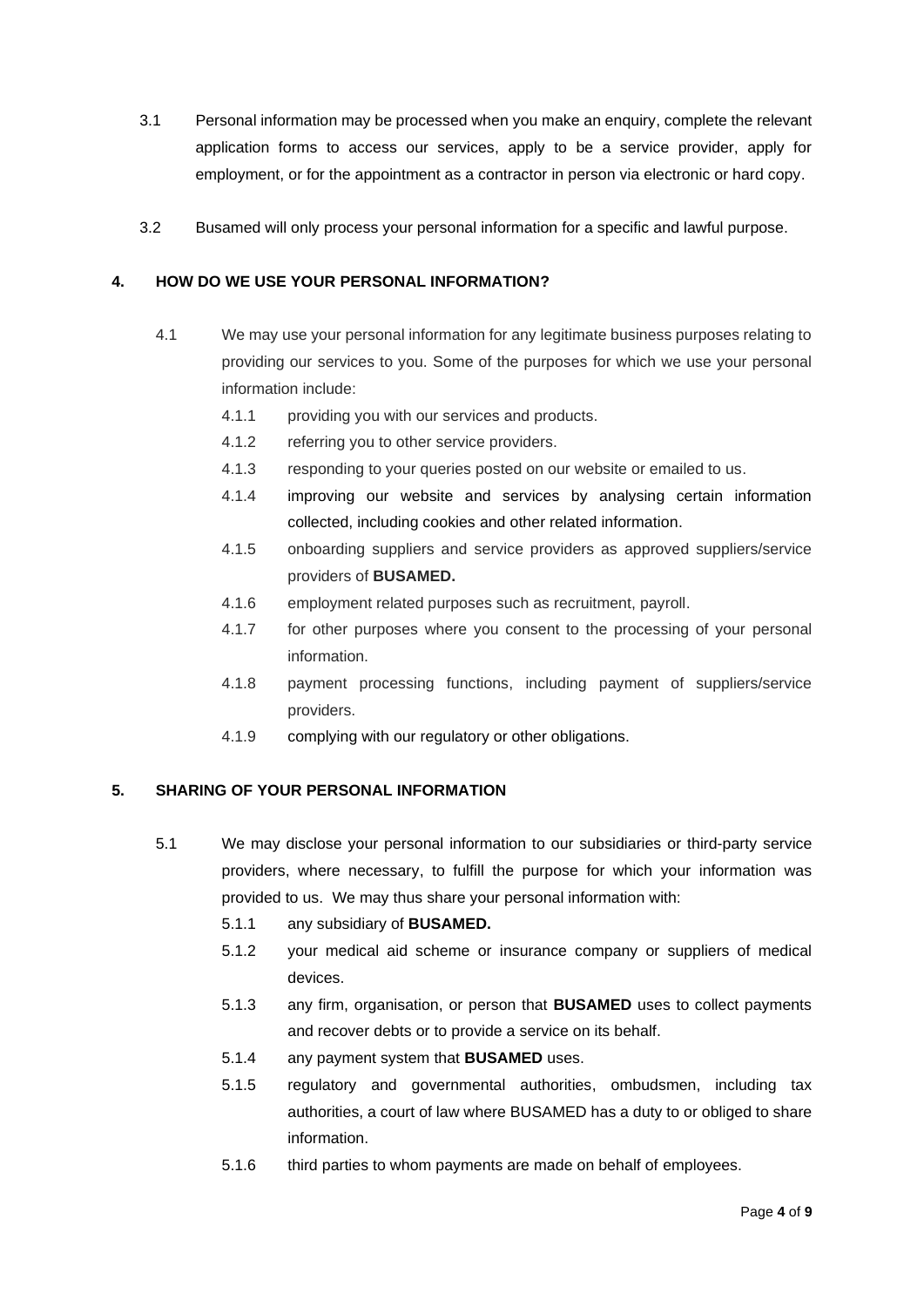3.1 Personal information may be processed when you make an enquiry, complete the relevant application forms to access our services, apply to be a service provider, apply for employment, or for the appointment as a contractor in person via electronic or hard copy.

3.2 Busamed will only process your personal information for a specific and lawful purpose.

## 4. HOW DO WE USE YOUR PERSONAL INFORMATION?

4.1 We may use your personal information for any legitimate business purposes relating to providing our services to you. Some of the purposes for which we use your personal information include:

- 4.1.1 providing you with our services and products.
- 4.1.2 referring you to other service providers.
- 4.1.3 responding to your queries posted on our website or emailed to us.
- 4.1.4 improving our website and services by analysing certain information collected, including cookies and other related information.
- 4.1.5 onboarding suppliers and service providers as approved suppliers/service providers of **BUSAMED.**
- 4.1.6 employment related purposes such as recruitment, payroll.
- 4.1.7 for other purposes where you consent to the processing of your personal information.
- 4.1.8 payment processing functions, including payment of suppliers/service providers.
- 4.1.9 complying with our regulatory or other obligations.

## 5. SHARING OF YOUR PERSONAL INFORMATION

5.1 We may disclose your personal information to our subsidiaries or third-party service providers, where necessary, to fulfill the purpose for which your information was provided to us. We may thus share your personal information with:

- 5.1.1 any subsidiary of **BUSAMED.**
- 5.1.2 your medical aid scheme or insurance company or suppliers of medical devices.
- 5.1.3 any firm, organisation, or person that **BUSAMED** uses to collect payments and recover debts or to provide a service on its behalf.
- 5.1.4 any payment system that **BUSAMED** uses.
- 5.1.5 regulatory and governmental authorities, ombudsmen, including tax authorities, a court of law where BUSAMED has a duty to or obliged to share information.
- 5.1.6 third parties to whom payments are made on behalf of employees.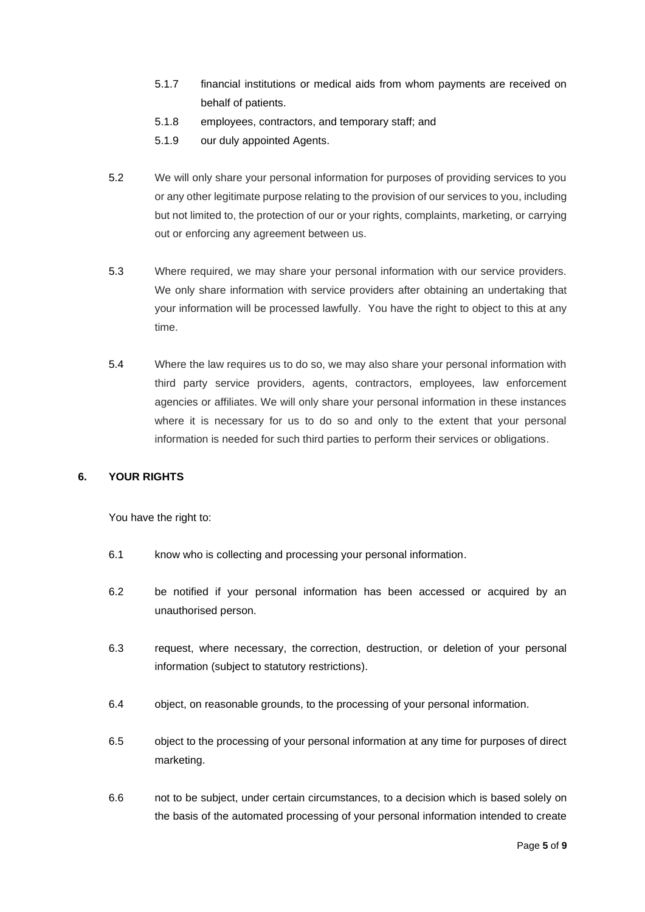5.1.7 financial institutions or medical aids from whom payments are received on behalf of patients.

5.1.8 employees, contractors, and temporary staff; and

5.1.9 our duly appointed Agents.

5.2 We will only share your personal information for purposes of providing services to you or any other legitimate purpose relating to the provision of our services to you, including but not limited to, the protection of our or your rights, complaints, marketing, or carrying out or enforcing any agreement between us.

5.3 Where required, we may share your personal information with our service providers. We only share information with service providers after obtaining an undertaking that your information will be processed lawfully. You have the right to object to this at any time.

5.4 Where the law requires us to do so, we may also share your personal information with third party service providers, agents, contractors, employees, law enforcement agencies or affiliates. We will only share your personal information in these instances where it is necessary for us to do so and only to the extent that your personal information is needed for such third parties to perform their services or obligations.

## 6. YOUR RIGHTS

You have the right to:

6.1 know who is collecting and processing your personal information.

6.2 be notified if your personal information has been accessed or acquired by an unauthorised person.

6.3 request, where necessary, the correction, destruction, or deletion of your personal information (subject to statutory restrictions).

6.4 object, on reasonable grounds, to the processing of your personal information.

6.5 object to the processing of your personal information at any time for purposes of direct marketing.

6.6 not to be subject, under certain circumstances, to a decision which is based solely on the basis of the automated processing of your personal information intended to create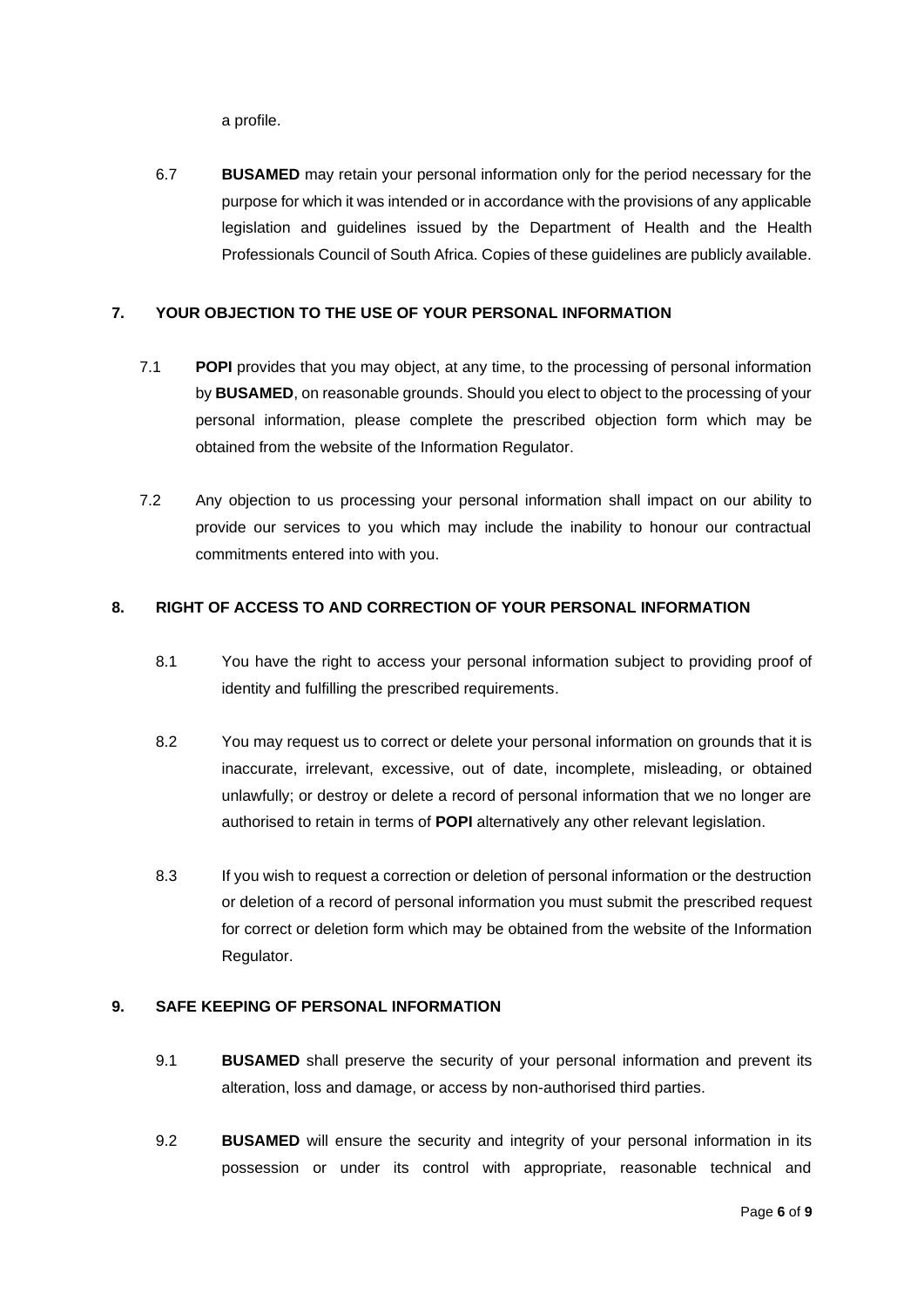a profile.

6.7 **BUSAMED** may retain your personal information only for the period necessary for the purpose for which it was intended or in accordance with the provisions of any applicable legislation and guidelines issued by the Department of Health and the Health Professionals Council of South Africa. Copies of these guidelines are publicly available.

## 7. YOUR OBJECTION TO THE USE OF YOUR PERSONAL INFORMATION

7.1 **POPI** provides that you may object, at any time, to the processing of personal information by **BUSAMED**, on reasonable grounds. Should you elect to object to the processing of your personal information, please complete the prescribed objection form which may be obtained from the website of the Information Regulator.

7.2 Any objection to us processing your personal information shall impact on our ability to provide our services to you which may include the inability to honour our contractual commitments entered into with you.

## 8. RIGHT OF ACCESS TO AND CORRECTION OF YOUR PERSONAL INFORMATION

8.1 You have the right to access your personal information subject to providing proof of identity and fulfilling the prescribed requirements.

8.2 You may request us to correct or delete your personal information on grounds that it is inaccurate, irrelevant, excessive, out of date, incomplete, misleading, or obtained unlawfully; or destroy or delete a record of personal information that we no longer are authorised to retain in terms of **POPI** alternatively any other relevant legislation.

8.3 If you wish to request a correction or deletion of personal information or the destruction or deletion of a record of personal information you must submit the prescribed request for correct or deletion form which may be obtained from the website of the Information Regulator.

## 9. SAFE KEEPING OF PERSONAL INFORMATION

9.1 **BUSAMED** shall preserve the security of your personal information and prevent its alteration, loss and damage, or access by non-authorised third parties.

9.2 **BUSAMED** will ensure the security and integrity of your personal information in its possession or under its control with appropriate, reasonable technical and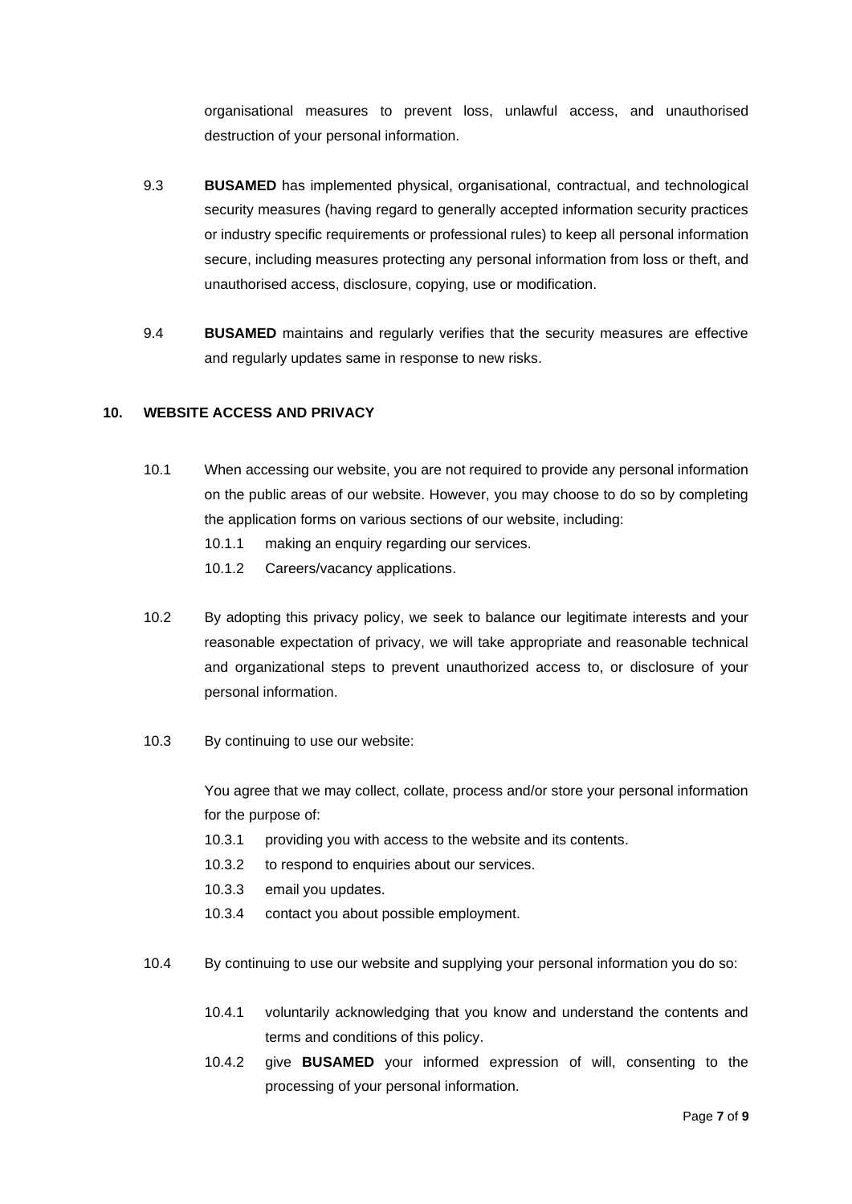organisational measures to prevent loss, unlawful access, and unauthorised destruction of your personal information.

9.3 **BUSAMED** has implemented physical, organisational, contractual, and technological security measures (having regard to generally accepted information security practices or industry specific requirements or professional rules) to keep all personal information secure, including measures protecting any personal information from loss or theft, and unauthorised access, disclosure, copying, use or modification.

9.4 **BUSAMED** maintains and regularly verifies that the security measures are effective and regularly updates same in response to new risks.

## 10. WEBSITE ACCESS AND PRIVACY

10.1 When accessing our website, you are not required to provide any personal information on the public areas of our website. However, you may choose to do so by completing the application forms on various sections of our website, including:

10.1.1 making an enquiry regarding our services.

10.1.2 Careers/vacancy applications.

10.2 By adopting this privacy policy, we seek to balance our legitimate interests and your reasonable expectation of privacy, we will take appropriate and reasonable technical and organizational steps to prevent unauthorized access to, or disclosure of your personal information.

10.3 By continuing to use our website:

You agree that we may collect, collate, process and/or store your personal information for the purpose of:

10.3.1 providing you with access to the website and its contents.

10.3.2 to respond to enquiries about our services.

10.3.3 email you updates.

10.3.4 contact you about possible employment.

10.4 By continuing to use our website and supplying your personal information you do so:

10.4.1 voluntarily acknowledging that you know and understand the contents and terms and conditions of this policy.

10.4.2 give **BUSAMED** your informed expression of will, consenting to the processing of your personal information.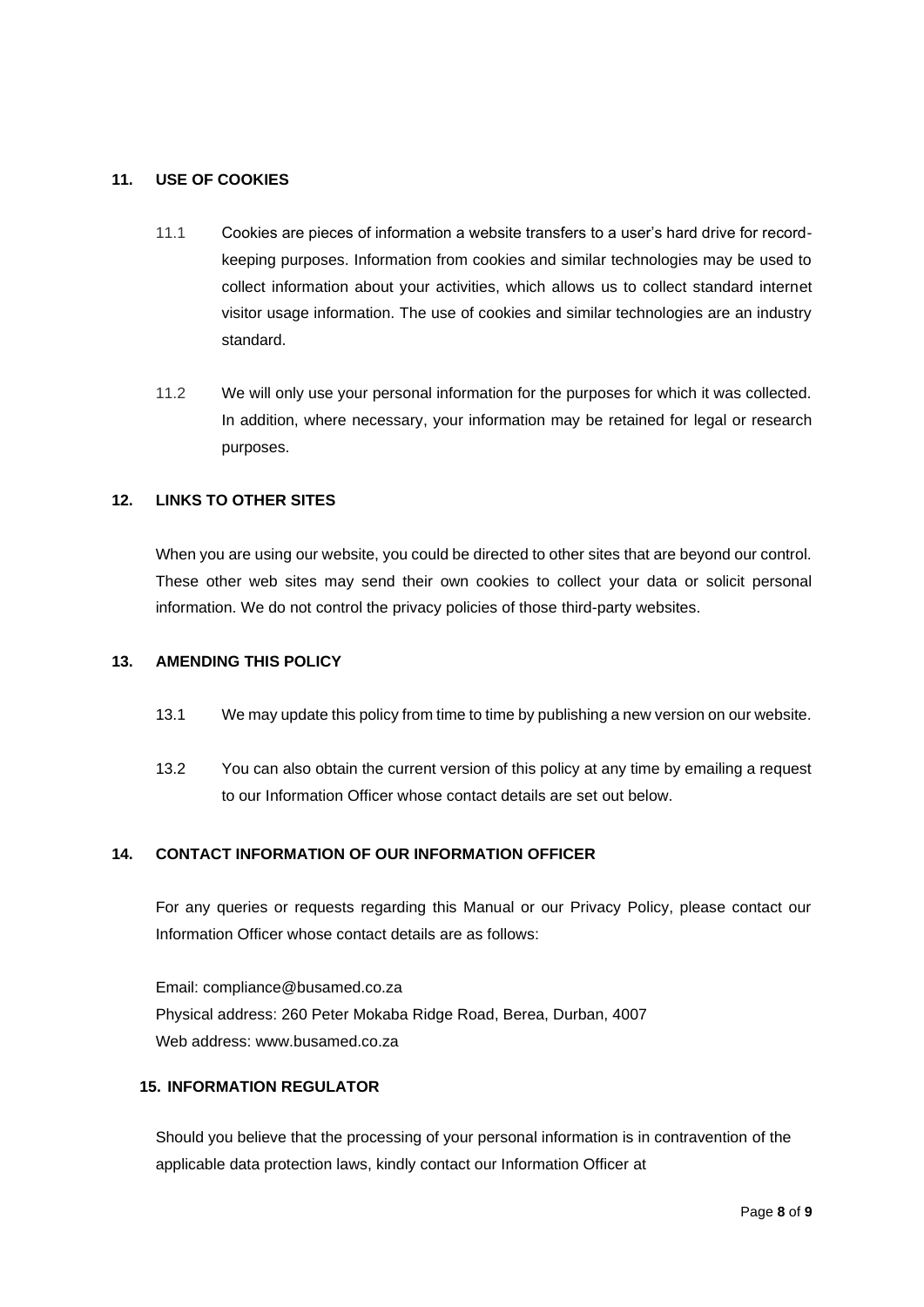## 11. USE OF COOKIES

11.1 Cookies are pieces of information a website transfers to a user's hard drive for record-keeping purposes. Information from cookies and similar technologies may be used to collect information about your activities, which allows us to collect standard internet visitor usage information. The use of cookies and similar technologies are an industry standard.

11.2 We will only use your personal information for the purposes for which it was collected. In addition, where necessary, your information may be retained for legal or research purposes.

## 12. LINKS TO OTHER SITES

When you are using our website, you could be directed to other sites that are beyond our control. These other web sites may send their own cookies to collect your data or solicit personal information. We do not control the privacy policies of those third-party websites.

## 13. AMENDING THIS POLICY

13.1 We may update this policy from time to time by publishing a new version on our website.

13.2 You can also obtain the current version of this policy at any time by emailing a request to our Information Officer whose contact details are set out below.

## 14. CONTACT INFORMATION OF OUR INFORMATION OFFICER

For any queries or requests regarding this Manual or our Privacy Policy, please contact our Information Officer whose contact details are as follows:

Email: compliance@busamed.co.za
Physical address: 260 Peter Mokaba Ridge Road, Berea, Durban, 4007
Web address: www.busamed.co.za

## 15. INFORMATION REGULATOR

Should you believe that the processing of your personal information is in contravention of the applicable data protection laws, kindly contact our Information Officer at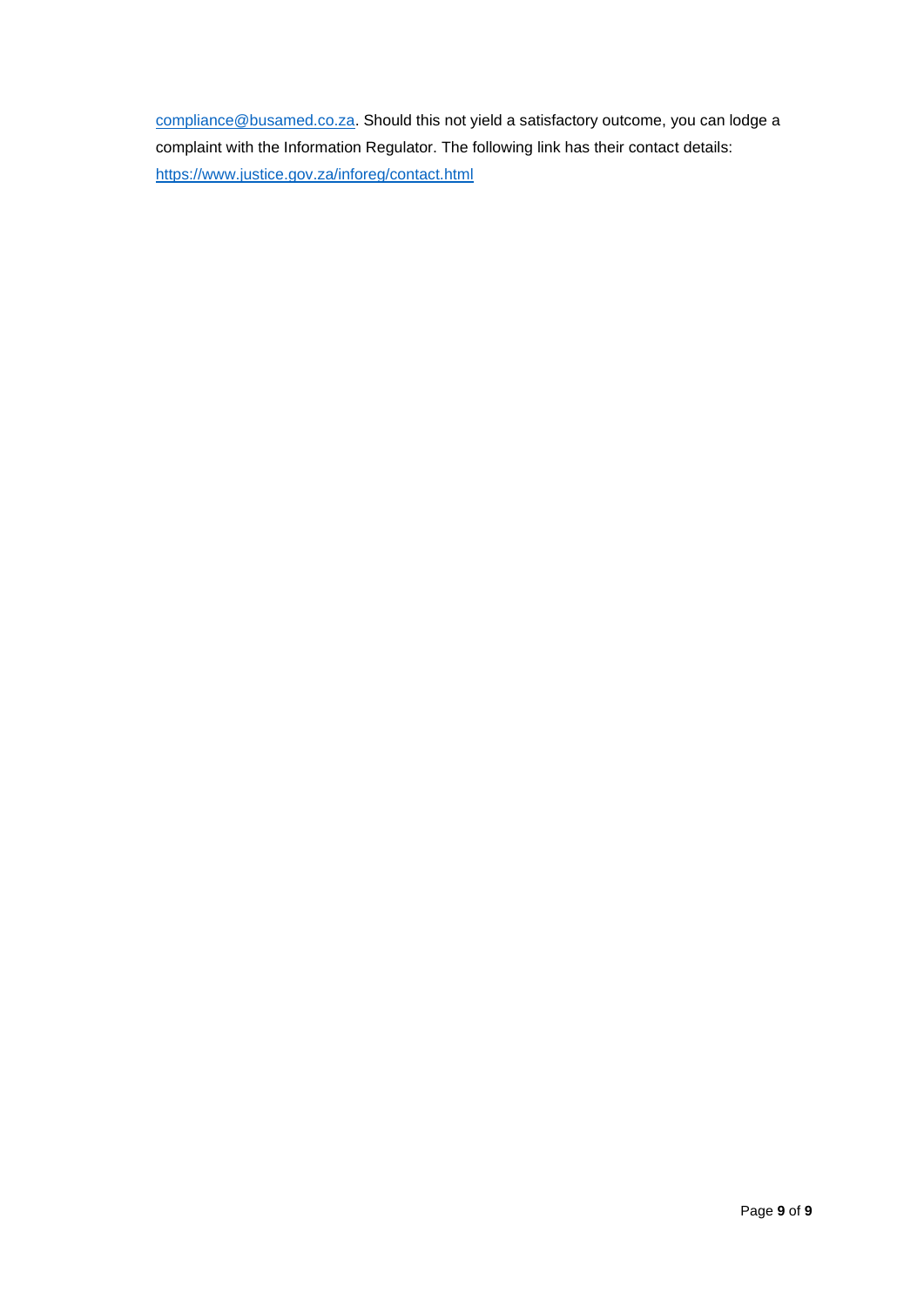compliance@busamed.co.za. Should this not yield a satisfactory outcome, you can lodge a complaint with the Information Regulator. The following link has their contact details: https://www.justice.gov.za/inforeg/contact.html